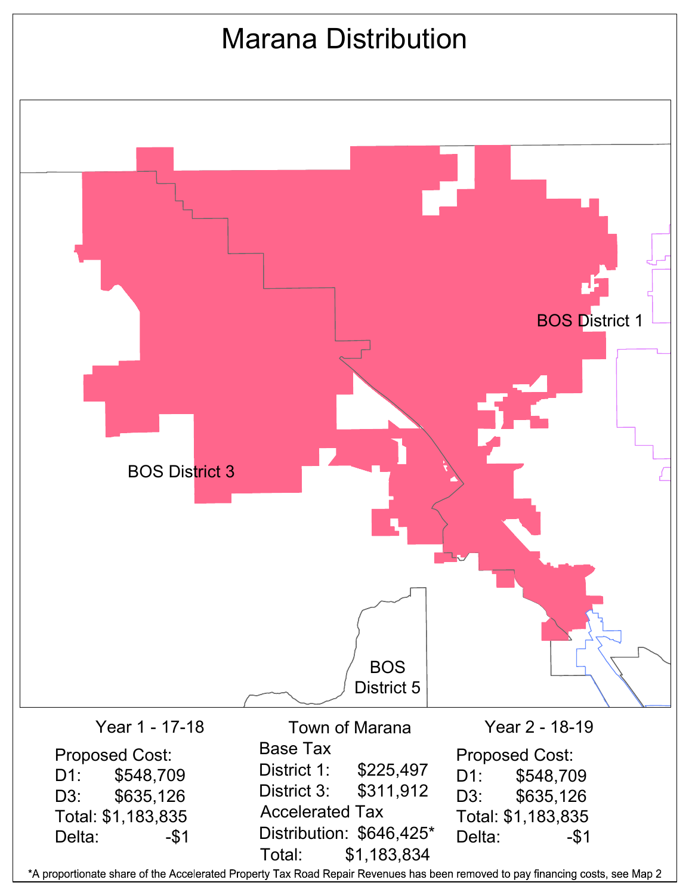# Marana Distribution

BOS District 1

BOS District 3

BOS District 5

| Year 1 - 17-18 | | Town of Marana | | Year 2 - 18-19 | |
|---|---|---|---|---|---|
| Proposed Cost: | | Base Tax | | Proposed Cost: | |
| D1: | $548,709 | District 1: | $225,497 | D1: | $548,709 |
| D3: | $635,126 | District 3: | $311,912 | D3: | $635,126 |
| Total: | $1,183,835 | Accelerated Tax | | Total: | $1,183,835 |
| Delta: | -$1 | Distribution: | $646,425* | Delta: | -$1 |
| | | Total: | $1,183,834 | | |

*A proportionate share of the Accelerated Property Tax Road Repair Revenues has been removed to pay financing costs, see Map 2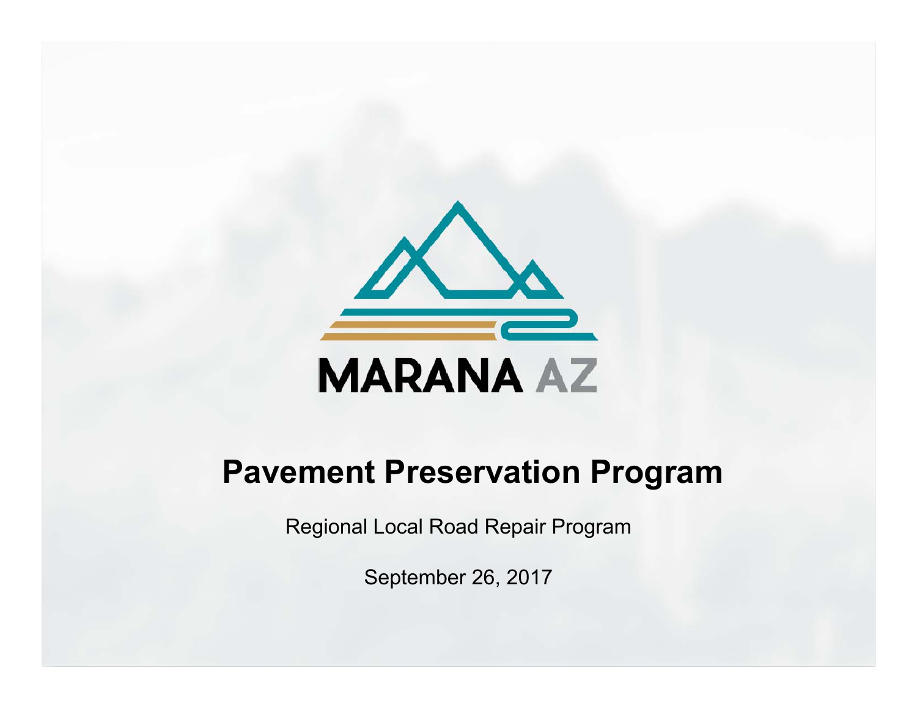MARANA AZ

# Pavement Preservation Program

Regional Local Road Repair Program

September 26, 2017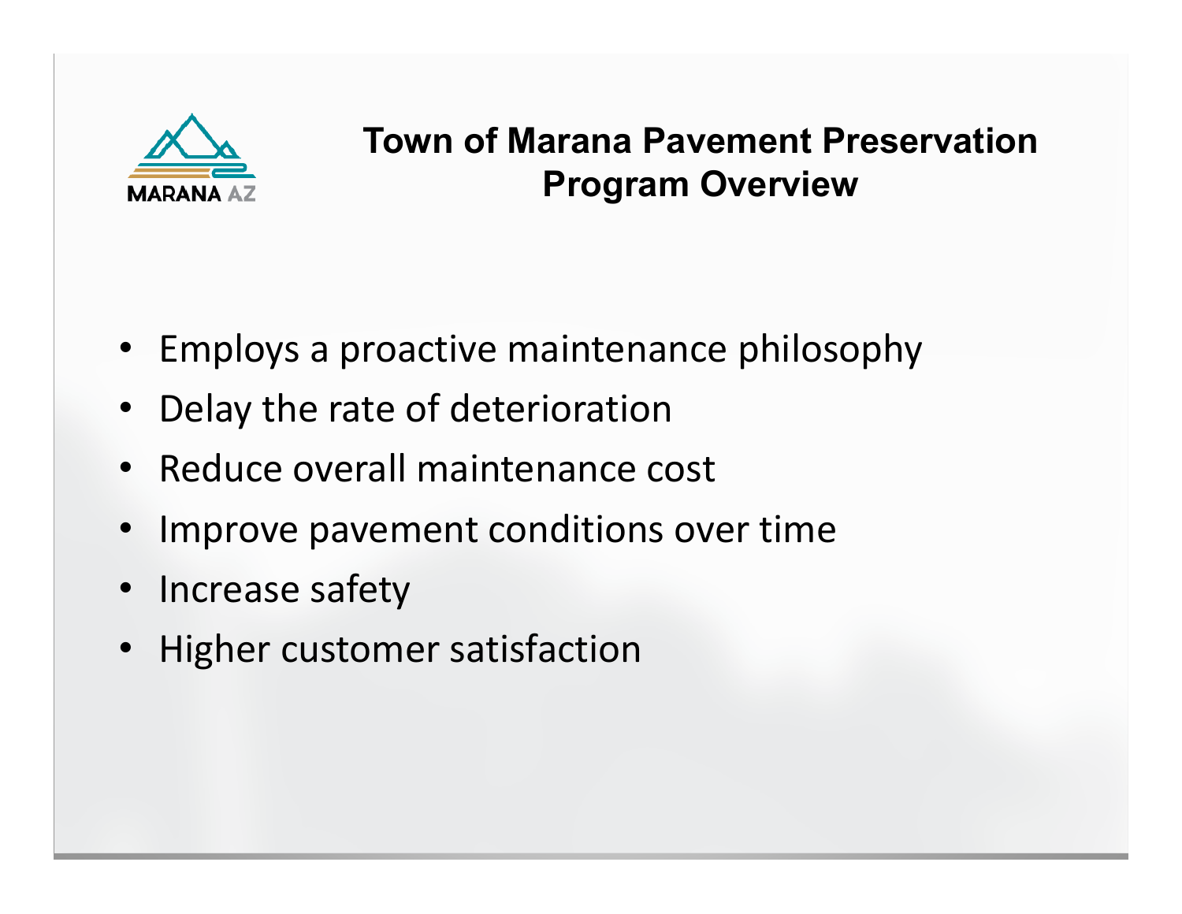# Town of Marana Pavement Preservation Program Overview

- Employs a proactive maintenance philosophy
- Delay the rate of deterioration
- Reduce overall maintenance cost
- Improve pavement conditions over time
- Increase safety
- Higher customer satisfaction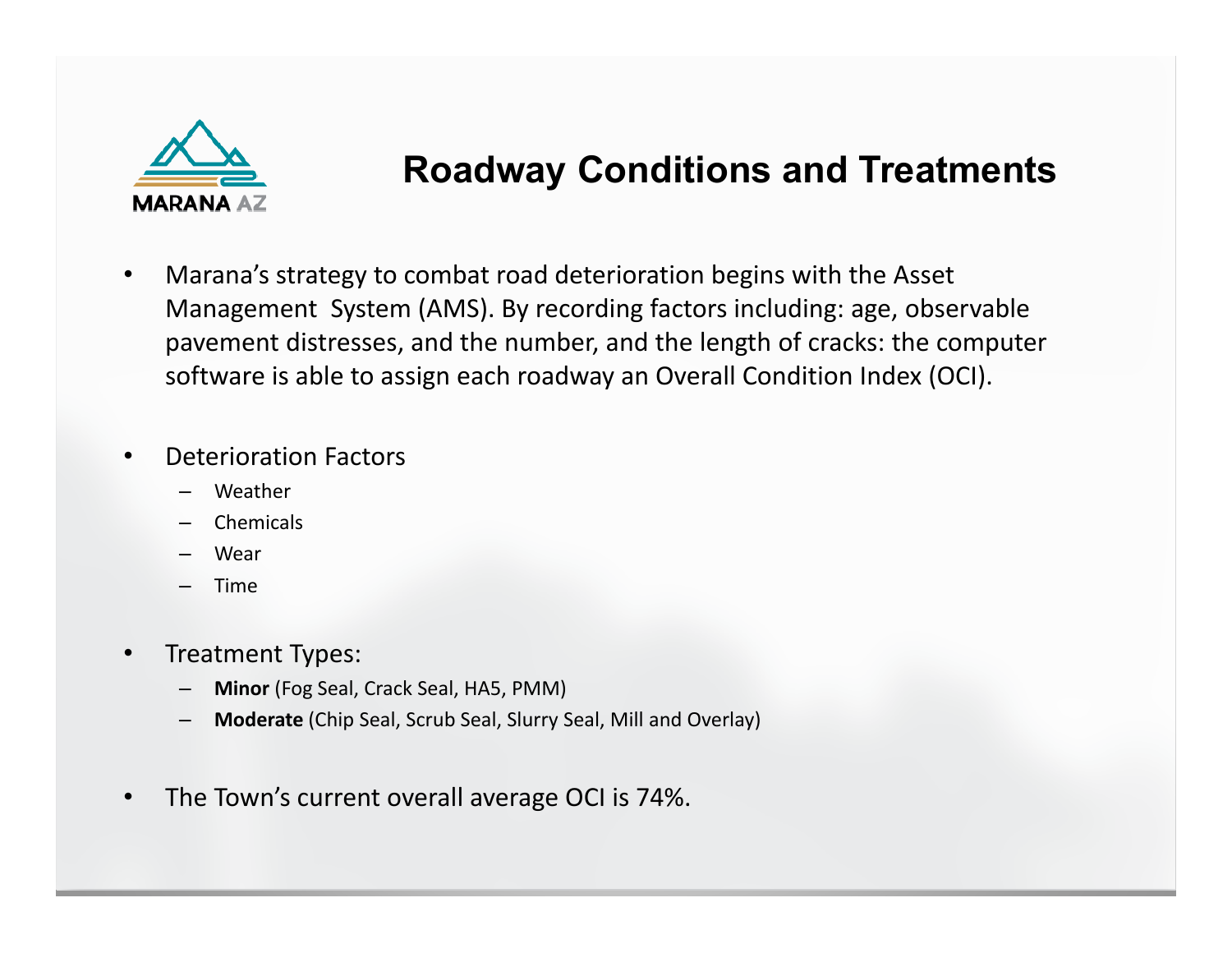# Roadway Conditions and Treatments

- Marana's strategy to combat road deterioration begins with the Asset Management System (AMS). By recording factors including: age, observable pavement distresses, and the number, and the length of cracks: the computer software is able to assign each roadway an Overall Condition Index (OCI).

- Deterioration Factors
  - Weather
  - Chemicals
  - Wear
  - Time

- Treatment Types:
  - **Minor** (Fog Seal, Crack Seal, HA5, PMM)
  - **Moderate** (Chip Seal, Scrub Seal, Slurry Seal, Mill and Overlay)

- The Town's current overall average OCI is 74%.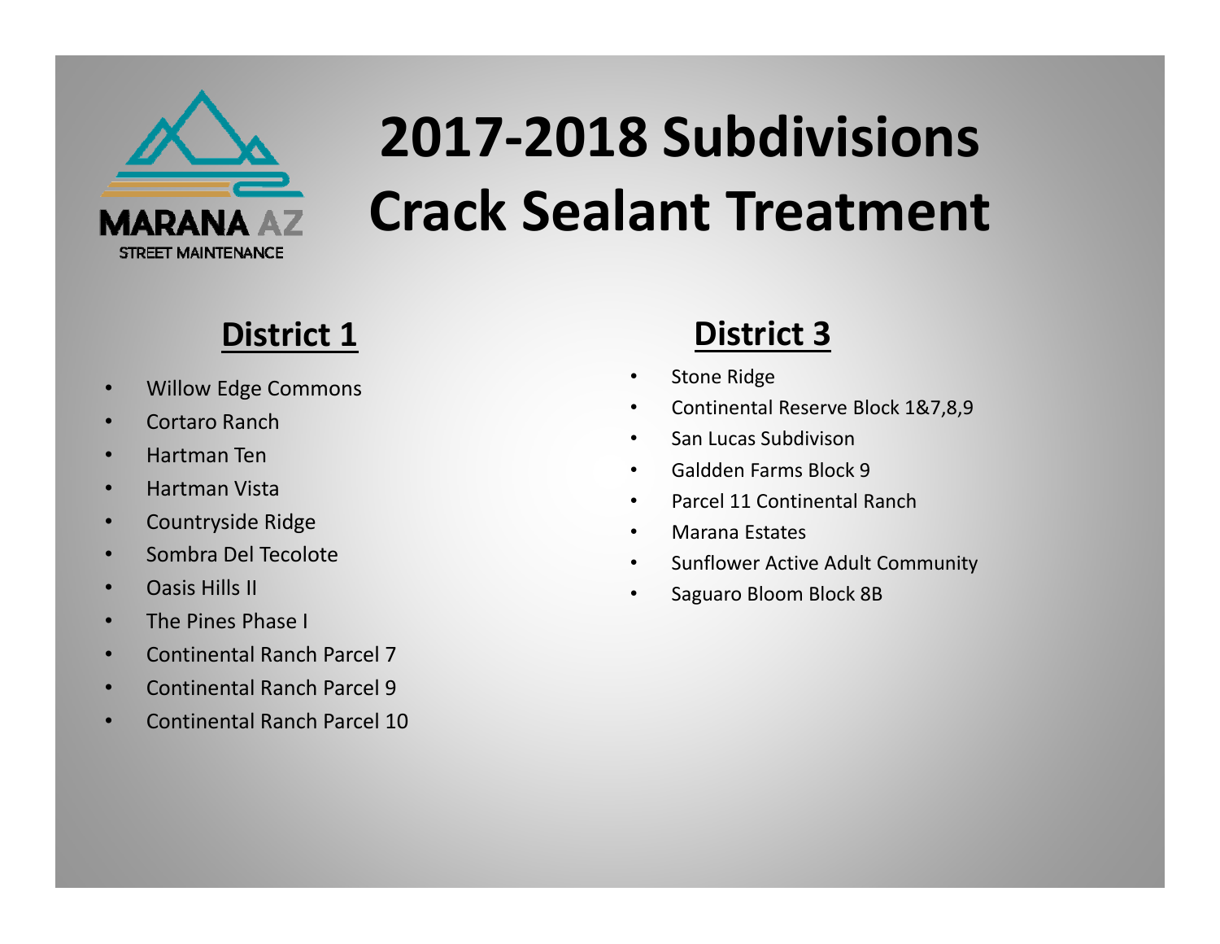MARANA AZ
STREET MAINTENANCE

# 2017-2018 Subdivisions Crack Sealant Treatment

## District 1

- Willow Edge Commons
- Cortaro Ranch
- Hartman Ten
- Hartman Vista
- Countryside Ridge
- Sombra Del Tecolote
- Oasis Hills II
- The Pines Phase I
- Continental Ranch Parcel 7
- Continental Ranch Parcel 9
- Continental Ranch Parcel 10

## District 3

- Stone Ridge
- Continental Reserve Block 1&7,8,9
- San Lucas Subdivison
- Galdden Farms Block 9
- Parcel 11 Continental Ranch
- Marana Estates
- Sunflower Active Adult Community
- Saguaro Bloom Block 8B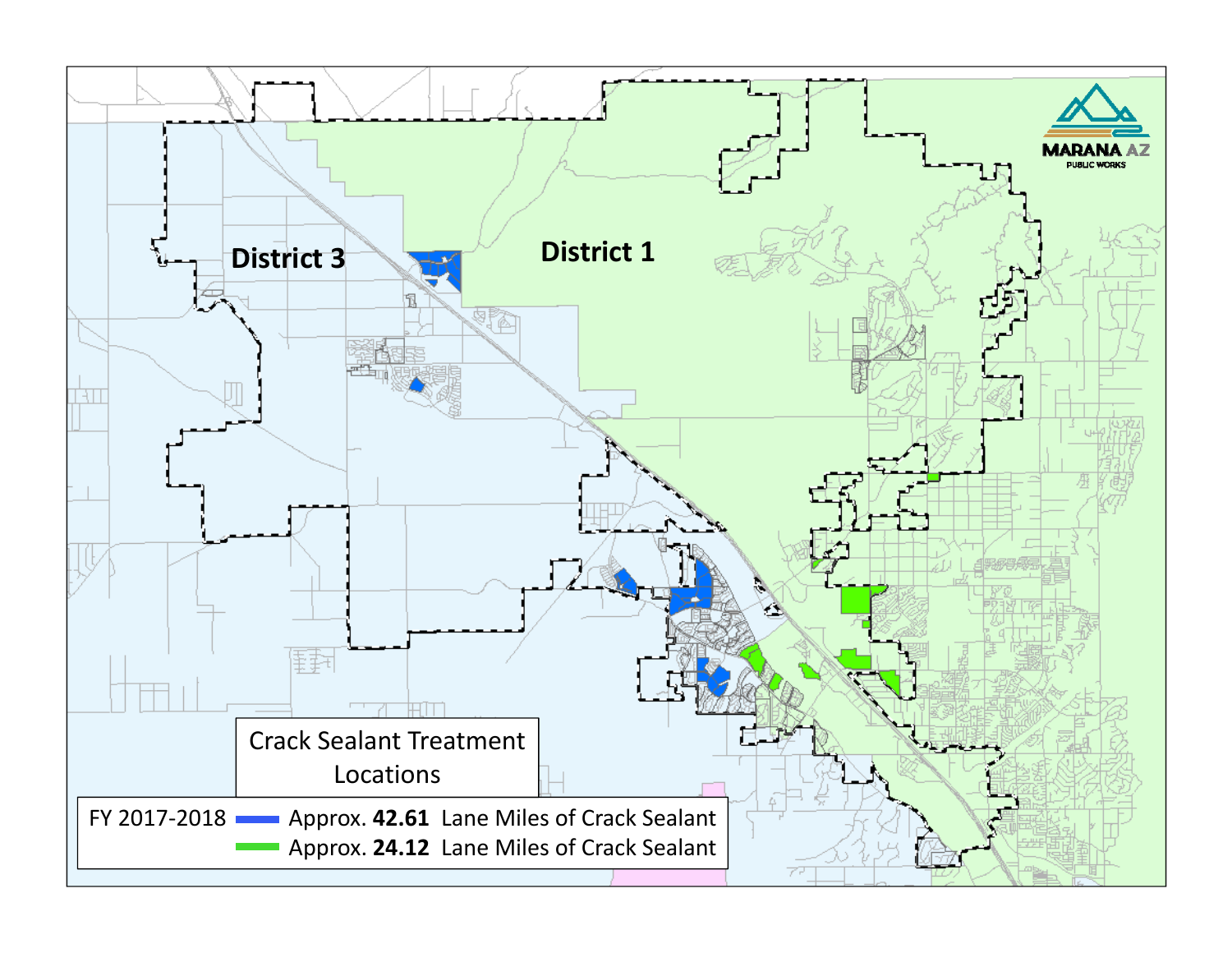District 3

District 1

MARANA AZ
PUBLIC WORKS

## Crack Sealant Treatment Locations

| FY 2017-2018 | |
|---|---|
| Blue | Approx. **42.61** Lane Miles of Crack Sealant |
| Green | Approx. **24.12** Lane Miles of Crack Sealant |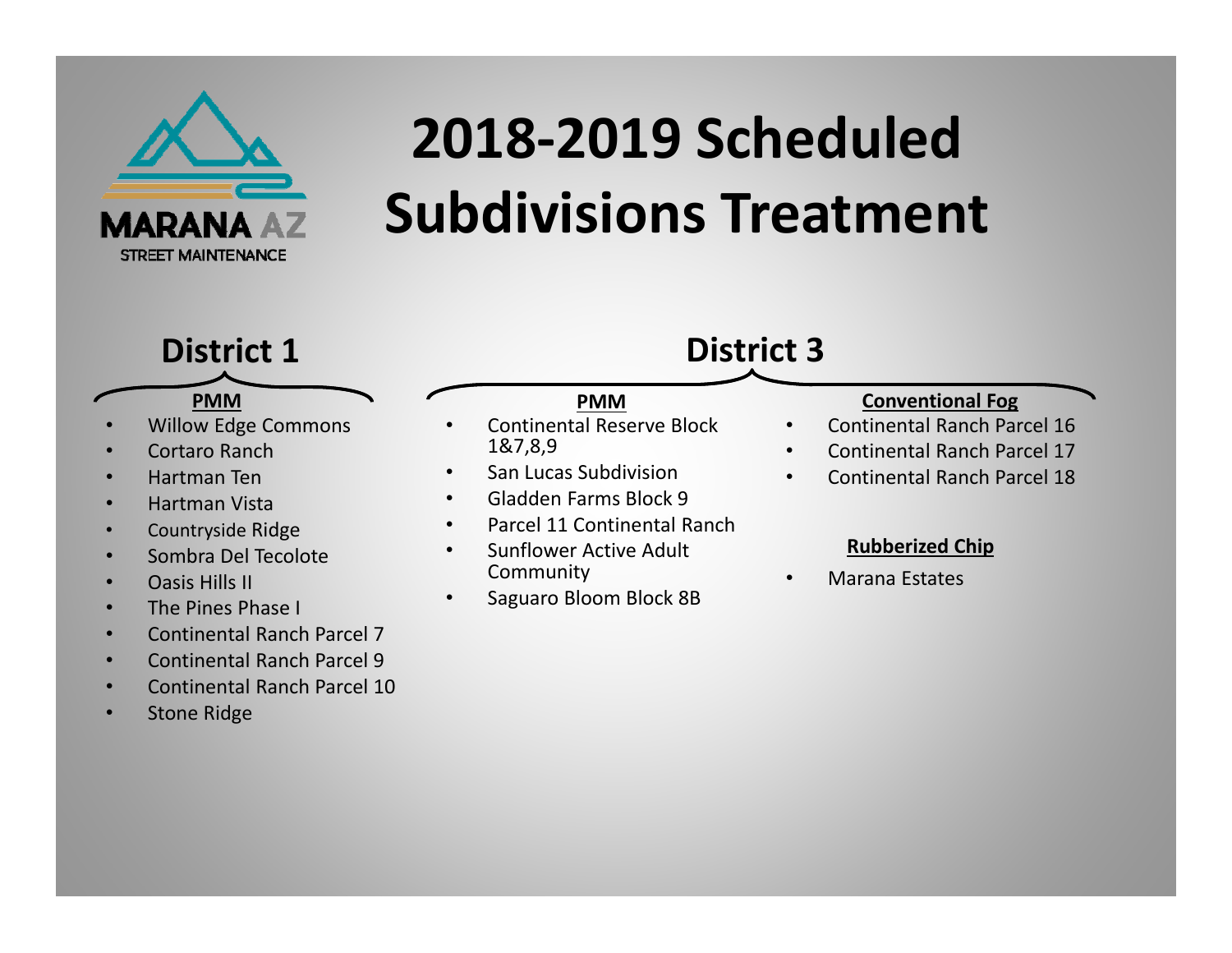MARANA AZ
STREET MAINTENANCE

# 2018-2019 Scheduled Subdivisions Treatment

## District 1

**PMM**

- Willow Edge Commons
- Cortaro Ranch
- Hartman Ten
- Hartman Vista
- Countryside Ridge
- Sombra Del Tecolote
- Oasis Hills II
- The Pines Phase I
- Continental Ranch Parcel 7
- Continental Ranch Parcel 9
- Continental Ranch Parcel 10
- Stone Ridge

## District 3

**PMM**

- Continental Reserve Block 1&7,8,9
- San Lucas Subdivision
- Gladden Farms Block 9
- Parcel 11 Continental Ranch
- Sunflower Active Adult Community
- Saguaro Bloom Block 8B

**Conventional Fog**

- Continental Ranch Parcel 16
- Continental Ranch Parcel 17
- Continental Ranch Parcel 18

**Rubberized Chip**

- Marana Estates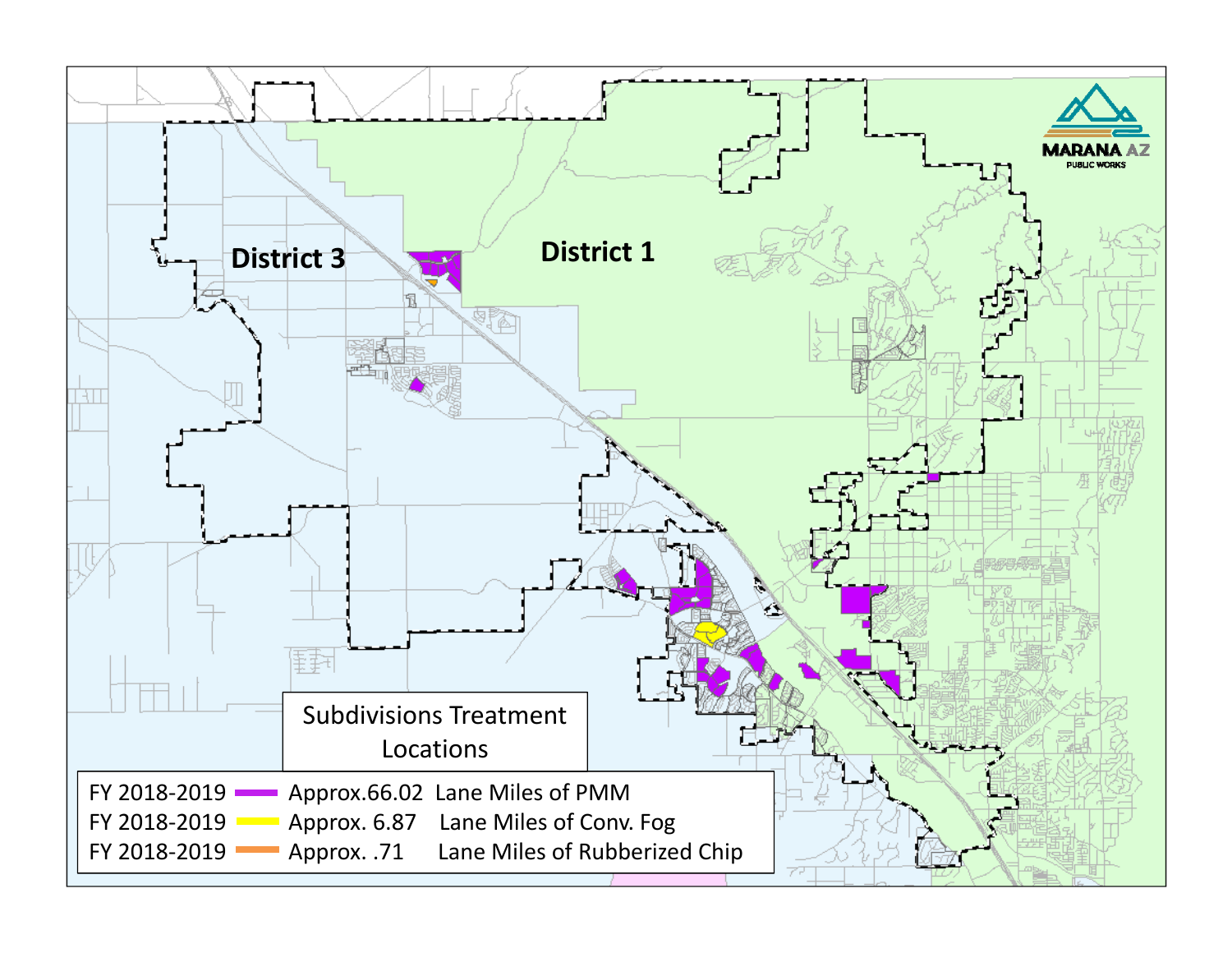District 3

District 1

MARANA AZ
PUBLIC WORKS

Subdivisions Treatment Locations

| | | |
|---|---|---|
| FY 2018-2019 | Approx.66.02 | Lane Miles of PMM |
| FY 2018-2019 | Approx. 6.87 | Lane Miles of Conv. Fog |
| FY 2018-2019 | Approx. .71 | Lane Miles of Rubberized Chip |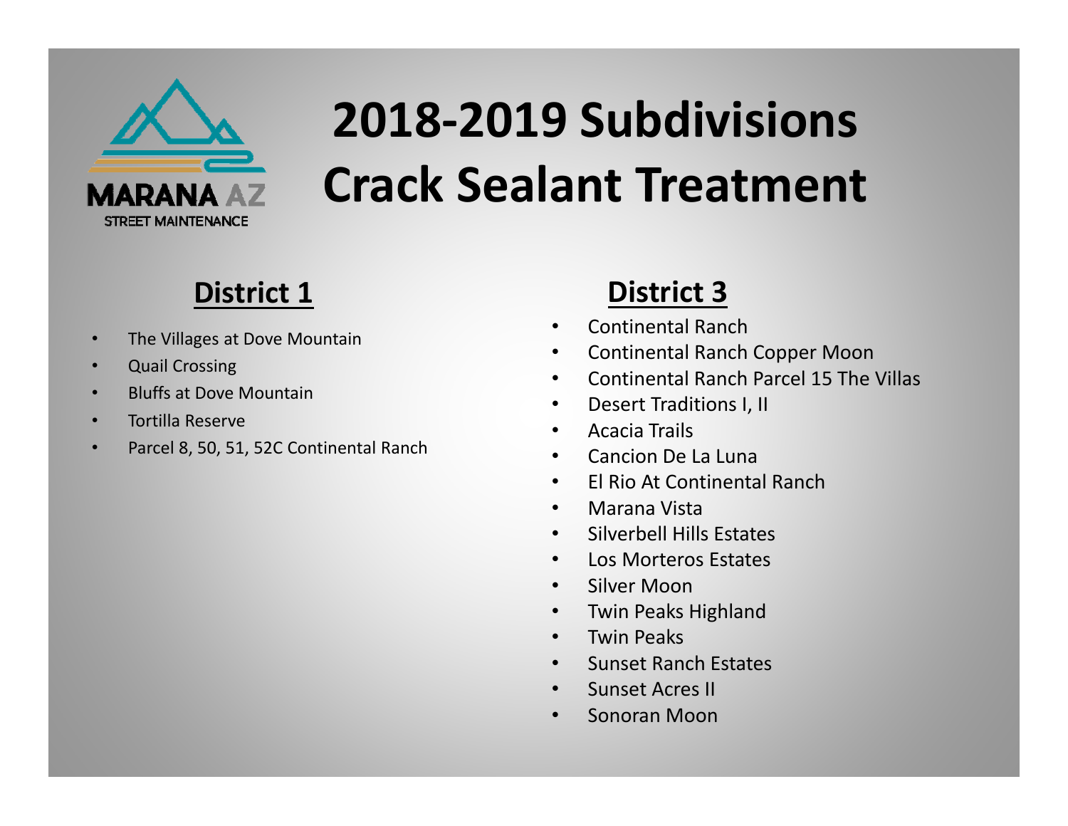MARANA AZ
STREET MAINTENANCE

# 2018-2019 Subdivisions Crack Sealant Treatment

## District 1

- The Villages at Dove Mountain
- Quail Crossing
- Bluffs at Dove Mountain
- Tortilla Reserve
- Parcel 8, 50, 51, 52C Continental Ranch

## District 3

- Continental Ranch
- Continental Ranch Copper Moon
- Continental Ranch Parcel 15 The Villas
- Desert Traditions I, II
- Acacia Trails
- Cancion De La Luna
- El Rio At Continental Ranch
- Marana Vista
- Silverbell Hills Estates
- Los Morteros Estates
- Silver Moon
- Twin Peaks Highland
- Twin Peaks
- Sunset Ranch Estates
- Sunset Acres II
- Sonoran Moon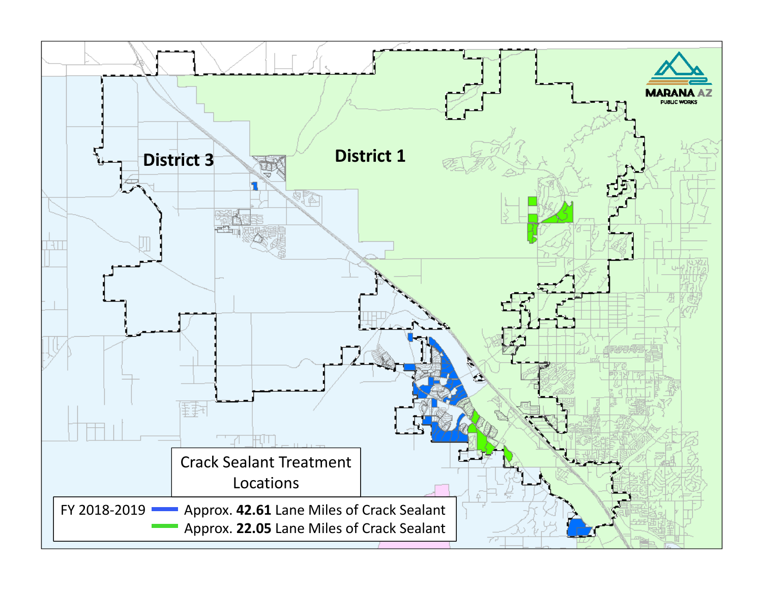District 3

District 1

MARANA AZ
PUBLIC WORKS

## Crack Sealant Treatment Locations

FY 2018-2019 — Approx. **42.61** Lane Miles of Crack Sealant

Approx. **22.05** Lane Miles of Crack Sealant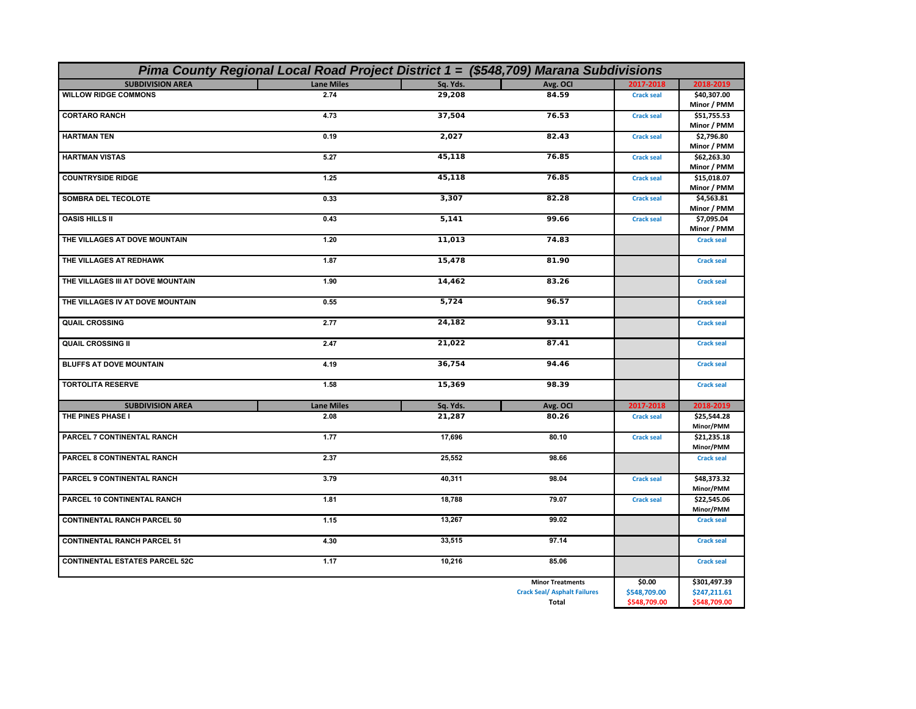## Pima County Regional Local Road Project District 1 = ($548,709) Marana Subdivisions

| SUBDIVISION AREA | Lane Miles | Sq. Yds. | Avg. OCI | 2017-2018 | 2018-2019 |
|---|---|---|---|---|---|
| WILLOW RIDGE COMMONS | 2.74 | 29,208 | 84.59 | Crack seal | $40,307.00 Minor / PMM |
| CORTARO RANCH | 4.73 | 37,504 | 76.53 | Crack seal | $51,755.53 Minor / PMM |
| HARTMAN TEN | 0.19 | 2,027 | 82.43 | Crack seal | $2,796.80 Minor / PMM |
| HARTMAN VISTAS | 5.27 | 45,118 | 76.85 | Crack seal | $62,263.30 Minor / PMM |
| COUNTRYSIDE RIDGE | 1.25 | 45,118 | 76.85 | Crack seal | $15,018.07 Minor / PMM |
| SOMBRA DEL TECOLOTE | 0.33 | 3,307 | 82.28 | Crack seal | $4,563.81 Minor / PMM |
| OASIS HILLS II | 0.43 | 5,141 | 99.66 | Crack seal | $7,095.04 Minor / PMM |
| THE VILLAGES AT DOVE MOUNTAIN | 1.20 | 11,013 | 74.83 | | Crack seal |
| THE VILLAGES AT REDHAWK | 1.87 | 15,478 | 81.90 | | Crack seal |
| THE VILLAGES III AT DOVE MOUNTAIN | 1.90 | 14,462 | 83.26 | | Crack seal |
| THE VILLAGES IV AT DOVE MOUNTAIN | 0.55 | 5,724 | 96.57 | | Crack seal |
| QUAIL CROSSING | 2.77 | 24,182 | 93.11 | | Crack seal |
| QUAIL CROSSING II | 2.47 | 21,022 | 87.41 | | Crack seal |
| BLUFFS AT DOVE MOUNTAIN | 4.19 | 36,754 | 94.46 | | Crack seal |
| TORTOLITA RESERVE | 1.58 | 15,369 | 98.39 | | Crack seal |
| **SUBDIVISION AREA** | **Lane Miles** | **Sq. Yds.** | **Avg. OCI** | **2017-2018** | **2018-2019** |
| THE PINES PHASE I | 2.08 | 21,287 | 80.26 | Crack seal | $25,544.28 Minor/PMM |
| PARCEL 7 CONTINENTAL RANCH | 1.77 | 17,696 | 80.10 | Crack seal | $21,235.18 Minor/PMM |
| PARCEL 8 CONTINENTAL RANCH | 2.37 | 25,552 | 98.66 | | Crack seal |
| PARCEL 9 CONTINENTAL RANCH | 3.79 | 40,311 | 98.04 | Crack seal | $48,373.32 Minor/PMM |
| PARCEL 10 CONTINENTAL RANCH | 1.81 | 18,788 | 79.07 | Crack seal | $22,545.06 Minor/PMM |
| CONTINENTAL RANCH PARCEL 50 | 1.15 | 13,267 | 99.02 | | Crack seal |
| CONTINENTAL RANCH PARCEL 51 | 4.30 | 33,515 | 97.14 | | Crack seal |
| CONTINENTAL ESTATES PARCEL 52C | 1.17 | 10,216 | 85.06 | | Crack seal |
| | | | Minor Treatments | $0.00 | $301,497.39 |
| | | | Crack Seal/ Asphalt Failures | $548,709.00 | $247,211.61 |
| | | | Total | $548,709.00 | $548,709.00 |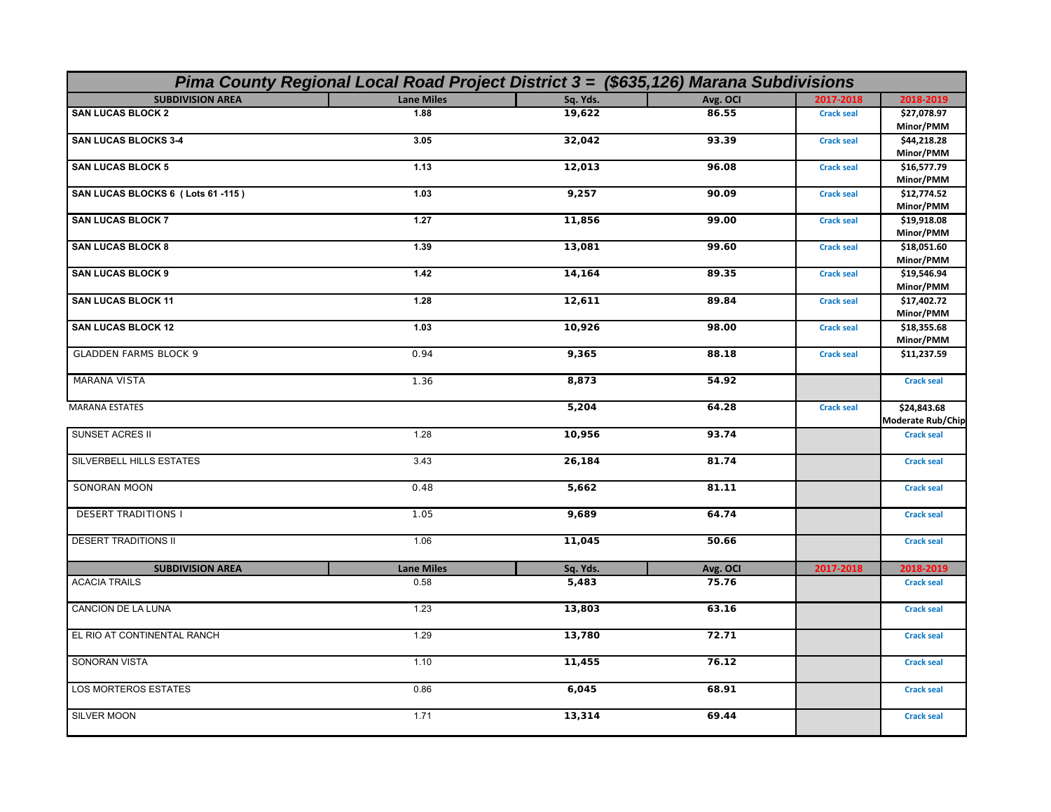| *Pima County Regional Local Road Project District 3 = ($635,126) Marana Subdivisions* | | | | | |
|---|---|---|---|---|---|
| **SUBDIVISION AREA** | **Lane Miles** | **Sq. Yds.** | **Avg. OCI** | **2017-2018** | **2018-2019** |
| **SAN LUCAS BLOCK 2** | **1.88** | **19,622** | **86.55** | Crack seal | $27,078.97 Minor/PMM |
| **SAN LUCAS BLOCKS 3-4** | **3.05** | **32,042** | **93.39** | Crack seal | $44,218.28 Minor/PMM |
| **SAN LUCAS BLOCK 5** | **1.13** | **12,013** | **96.08** | Crack seal | $16,577.79 Minor/PMM |
| **SAN LUCAS BLOCKS 6 ( Lots 61 -115 )** | **1.03** | **9,257** | **90.09** | Crack seal | $12,774.52 Minor/PMM |
| **SAN LUCAS BLOCK 7** | **1.27** | **11,856** | **99.00** | Crack seal | $19,918.08 Minor/PMM |
| **SAN LUCAS BLOCK 8** | **1.39** | **13,081** | **99.60** | Crack seal | $18,051.60 Minor/PMM |
| **SAN LUCAS BLOCK 9** | **1.42** | **14,164** | **89.35** | Crack seal | $19,546.94 Minor/PMM |
| **SAN LUCAS BLOCK 11** | **1.28** | **12,611** | **89.84** | Crack seal | $17,402.72 Minor/PMM |
| **SAN LUCAS BLOCK 12** | **1.03** | **10,926** | **98.00** | Crack seal | $18,355.68 Minor/PMM |
| GLADDEN FARMS BLOCK 9 | 0.94 | **9,365** | **88.18** | Crack seal | $11,237.59 |
| MARANA VISTA | 1.36 | **8,873** | **54.92** | | Crack seal |
| MARANA ESTATES | | **5,204** | **64.28** | Crack seal | $24,843.68 Moderate Rub/Chip |
| SUNSET ACRES II | 1.28 | **10,956** | **93.74** | | Crack seal |
| SILVERBELL HILLS ESTATES | 3.43 | **26,184** | **81.74** | | Crack seal |
| SONORAN MOON | 0.48 | **5,662** | **81.11** | | Crack seal |
| DESERT TRADITIONS I | 1.05 | **9,689** | **64.74** | | Crack seal |
| DESERT TRADITIONS II | 1.06 | **11,045** | **50.66** | | Crack seal |
| **SUBDIVISION AREA** | **Lane Miles** | **Sq. Yds.** | **Avg. OCI** | **2017-2018** | **2018-2019** |
| ACACIA TRAILS | 0.58 | **5,483** | **75.76** | | Crack seal |
| CANCION DE LA LUNA | 1.23 | **13,803** | **63.16** | | Crack seal |
| EL RIO AT CONTINENTAL RANCH | 1.29 | **13,780** | **72.71** | | Crack seal |
| SONORAN VISTA | 1.10 | **11,455** | **76.12** | | Crack seal |
| LOS MORTEROS ESTATES | 0.86 | **6,045** | **68.91** | | Crack seal |
| SILVER MOON | 1.71 | **13,314** | **69.44** | | Crack seal |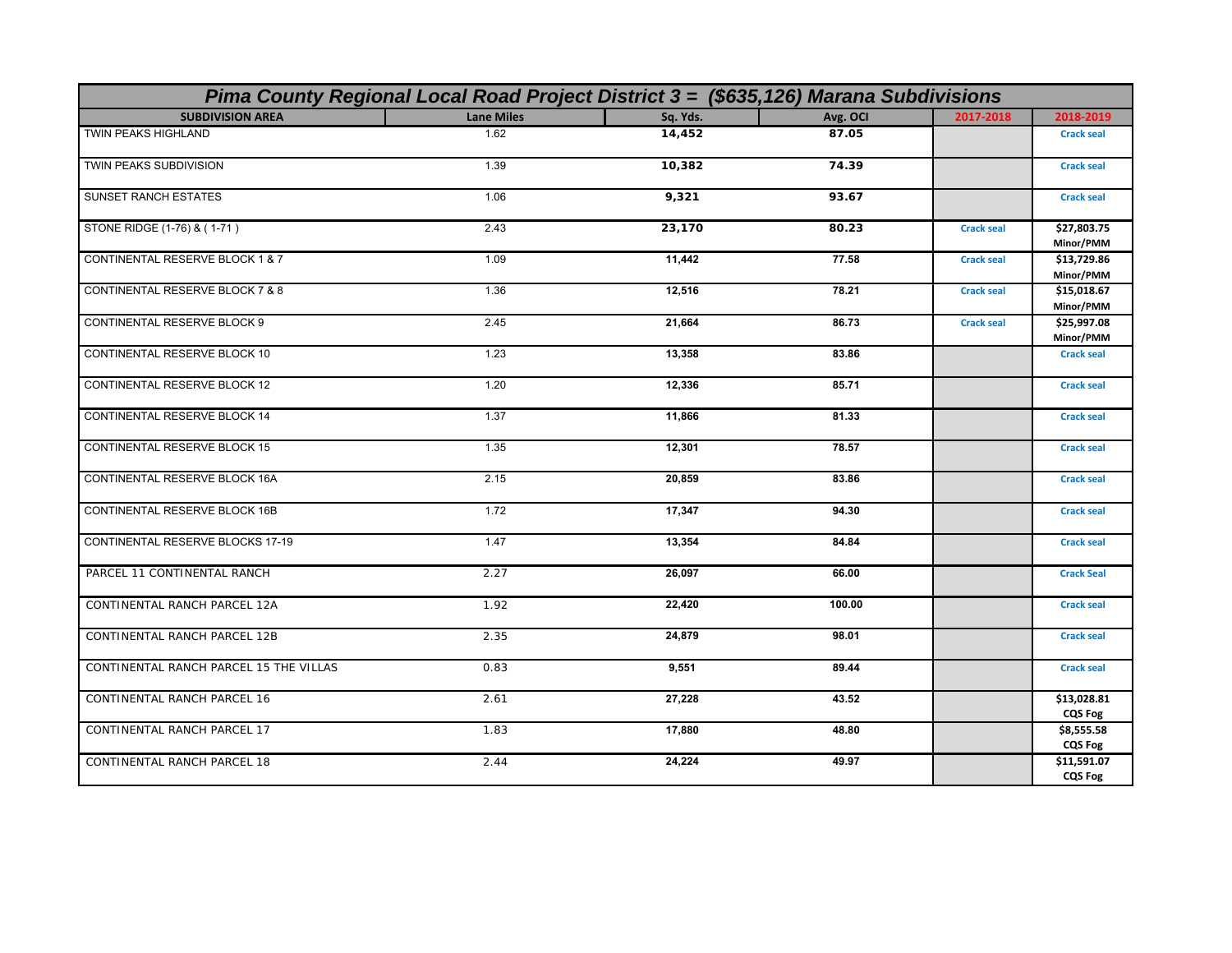| Pima County Regional Local Road Project District 3 = ($635,126) Marana Subdivisions | | | | | |
|---|---|---|---|---|---|
| **SUBDIVISION AREA** | **Lane Miles** | **Sq. Yds.** | **Avg. OCI** | **2017-2018** | **2018-2019** |
| TWIN PEAKS HIGHLAND | 1.62 | **14,452** | **87.05** | | Crack seal |
| TWIN PEAKS SUBDIVISION | 1.39 | **10,382** | **74.39** | | Crack seal |
| SUNSET RANCH ESTATES | 1.06 | **9,321** | **93.67** | | Crack seal |
| STONE RIDGE (1-76) & ( 1-71 ) | 2.43 | **23,170** | **80.23** | Crack seal | $27,803.75 Minor/PMM |
| CONTINENTAL RESERVE BLOCK 1 & 7 | 1.09 | **11,442** | **77.58** | Crack seal | $13,729.86 Minor/PMM |
| CONTINENTAL RESERVE BLOCK 7 & 8 | 1.36 | **12,516** | **78.21** | Crack seal | $15,018.67 Minor/PMM |
| CONTINENTAL RESERVE BLOCK 9 | 2.45 | **21,664** | **86.73** | Crack seal | $25,997.08 Minor/PMM |
| CONTINENTAL RESERVE BLOCK 10 | 1.23 | **13,358** | **83.86** | | Crack seal |
| CONTINENTAL RESERVE BLOCK 12 | 1.20 | **12,336** | **85.71** | | Crack seal |
| CONTINENTAL RESERVE BLOCK 14 | 1.37 | **11,866** | **81.33** | | Crack seal |
| CONTINENTAL RESERVE BLOCK 15 | 1.35 | **12,301** | **78.57** | | Crack seal |
| CONTINENTAL RESERVE BLOCK 16A | 2.15 | **20,859** | **83.86** | | Crack seal |
| CONTINENTAL RESERVE BLOCK 16B | 1.72 | **17,347** | **94.30** | | Crack seal |
| CONTINENTAL RESERVE BLOCKS 17-19 | 1.47 | **13,354** | **84.84** | | Crack seal |
| PARCEL 11 CONTINENTAL RANCH | 2.27 | **26,097** | **66.00** | | Crack Seal |
| CONTINENTAL RANCH PARCEL 12A | 1.92 | **22,420** | **100.00** | | Crack seal |
| CONTINENTAL RANCH PARCEL 12B | 2.35 | **24,879** | **98.01** | | Crack seal |
| CONTINENTAL RANCH PARCEL 15 THE VILLAS | 0.83 | **9,551** | **89.44** | | Crack seal |
| CONTINENTAL RANCH PARCEL 16 | 2.61 | **27,228** | **43.52** | | $13,028.81 CQS Fog |
| CONTINENTAL RANCH PARCEL 17 | 1.83 | **17,880** | **48.80** | | $8,555.58 CQS Fog |
| CONTINENTAL RANCH PARCEL 18 | 2.44 | **24,224** | **49.97** | | $11,591.07 CQS Fog |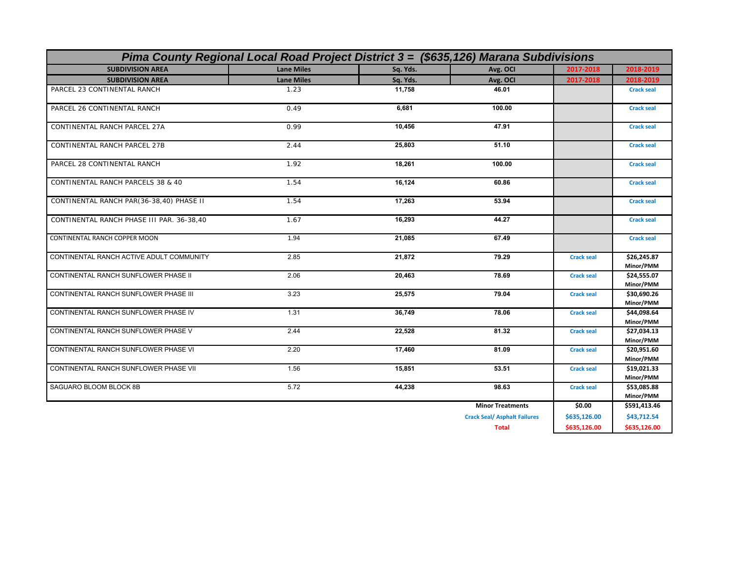| Pima County Regional Local Road Project District 3 = ($635,126) Marana Subdivisions | | | | | |
|---|---|---|---|---|---|
| SUBDIVISION AREA | Lane Miles | Sq. Yds. | Avg. OCI | 2017-2018 | 2018-2019 |
| SUBDIVISION AREA | Lane Miles | Sq. Yds. | Avg. OCI | 2017-2018 | 2018-2019 |
| PARCEL 23 CONTINENTAL RANCH | 1.23 | 11,758 | 46.01 | | Crack seal |
| PARCEL 26 CONTINENTAL RANCH | 0.49 | 6,681 | 100.00 | | Crack seal |
| CONTINENTAL RANCH PARCEL 27A | 0.99 | 10,456 | 47.91 | | Crack seal |
| CONTINENTAL RANCH PARCEL 27B | 2.44 | 25,803 | 51.10 | | Crack seal |
| PARCEL 28 CONTINENTAL RANCH | 1.92 | 18,261 | 100.00 | | Crack seal |
| CONTINENTAL RANCH PARCELS 38 & 40 | 1.54 | 16,124 | 60.86 | | Crack seal |
| CONTINENTAL RANCH PAR(36-38,40) PHASE II | 1.54 | 17,263 | 53.94 | | Crack seal |
| CONTINENTAL RANCH PHASE III PAR. 36-38,40 | 1.67 | 16,293 | 44.27 | | Crack seal |
| CONTINENTAL RANCH COPPER MOON | 1.94 | 21,085 | 67.49 | | Crack seal |
| CONTINENTAL RANCH ACTIVE ADULT COMMUNITY | 2.85 | 21,872 | 79.29 | Crack seal | $26,245.87 Minor/PMM |
| CONTINENTAL RANCH SUNFLOWER PHASE II | 2.06 | 20,463 | 78.69 | Crack seal | $24,555.07 Minor/PMM |
| CONTINENTAL RANCH SUNFLOWER PHASE III | 3.23 | 25,575 | 79.04 | Crack seal | $30,690.26 Minor/PMM |
| CONTINENTAL RANCH SUNFLOWER PHASE IV | 1.31 | 36,749 | 78.06 | Crack seal | $44,098.64 Minor/PMM |
| CONTINENTAL RANCH SUNFLOWER PHASE V | 2.44 | 22,528 | 81.32 | Crack seal | $27,034.13 Minor/PMM |
| CONTINENTAL RANCH SUNFLOWER PHASE VI | 2.20 | 17,460 | 81.09 | Crack seal | $20,951.60 Minor/PMM |
| CONTINENTAL RANCH SUNFLOWER PHASE VII | 1.56 | 15,851 | 53.51 | Crack seal | $19,021.33 Minor/PMM |
| SAGUARO BLOOM BLOCK 8B | 5.72 | 44,238 | 98.63 | Crack seal | $53,085.88 Minor/PMM |
| | | | Minor Treatments | $0.00 | $591,413.46 |
| | | | Crack Seal/ Asphalt Failures | $635,126.00 | $43,712.54 |
| | | | Total | $635,126.00 | $635,126.00 |